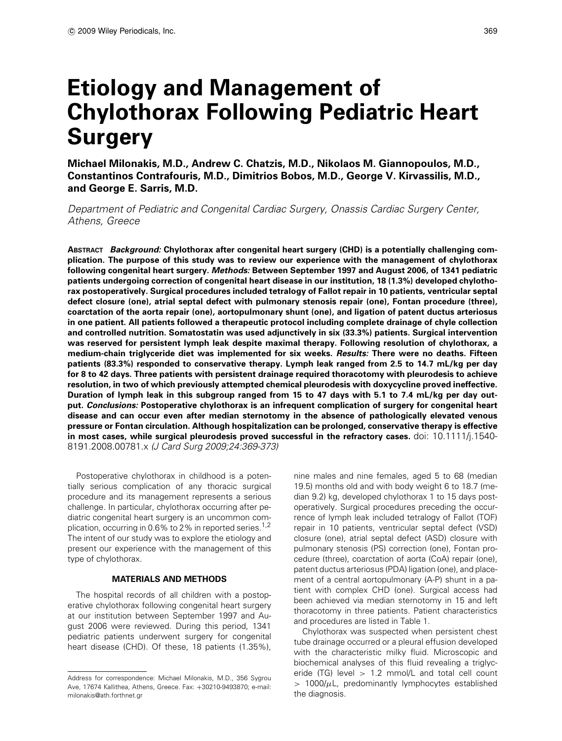# Etiology and Management of Chylothorax Following Pediatric Heart Surgery

**Michael Milonakis, M.D., Andrew C. Chatzis, M.D., Nikolaos M. Giannopoulos, M.D., Constantinos Contrafouris, M.D., Dimitrios Bobos, M.D., George V. Kirvassilis, M.D., and George E. Sarris, M.D.**

*Department of Pediatric and Congenital Cardiac Surgery, Onassis Cardiac Surgery Center, Athens, Greece*

**ABSTRACT** ***Background:*** **Chylothorax after congenital heart surgery (CHD) is a potentially challenging complication. The purpose of this study was to review our experience with the management of chylothorax following congenital heart surgery.** ***Methods:*** **Between September 1997 and August 2006, of 1341 pediatric patients undergoing correction of congenital heart disease in our institution, 18 (1.3%) developed chylothorax postoperatively. Surgical procedures included tetralogy of Fallot repair in 10 patients, ventricular septal defect closure (one), atrial septal defect with pulmonary stenosis repair (one), Fontan procedure (three), coarctation of the aorta repair (one), aortopulmonary shunt (one), and ligation of patent ductus arteriosus in one patient. All patients followed a therapeutic protocol including complete drainage of chyle collection and controlled nutrition. Somatostatin was used adjunctively in six (33.3%) patients. Surgical intervention was reserved for persistent lymph leak despite maximal therapy. Following resolution of chylothorax, a medium-chain triglyceride diet was implemented for six weeks.** ***Results:*** **There were no deaths. Fifteen patients (83.3%) responded to conservative therapy. Lymph leak ranged from 2.5 to 14.7 mL/kg per day for 8 to 42 days. Three patients with persistent drainage required thoracotomy with pleurodesis to achieve resolution, in two of which previously attempted chemical pleurodesis with doxycycline proved ineffective. Duration of lymph leak in this subgroup ranged from 15 to 47 days with 5.1 to 7.4 mL/kg per day output.** ***Conclusions:*** **Postoperative chylothorax is an infrequent complication of surgery for congenital heart disease and can occur even after median sternotomy in the absence of pathologically elevated venous pressure or Fontan circulation. Although hospitalization can be prolonged, conservative therapy is effective in most cases, while surgical pleurodesis proved successful in the refractory cases.** doi: 10.1111/j.1540-8191.2008.00781.x *(J Card Surg 2009;24:369-373)*

Postoperative chylothorax in childhood is a potentially serious complication of any thoracic surgical procedure and its management represents a serious challenge. In particular, chylothorax occurring after pediatric congenital heart surgery is an uncommon complication, occurring in 0.6% to 2% in reported series.[1,2] The intent of our study was to explore the etiology and present our experience with the management of this type of chylothorax.

## MATERIALS AND METHODS

The hospital records of all children with a postoperative chylothorax following congenital heart surgery at our institution between September 1997 and August 2006 were reviewed. During this period, 1341 pediatric patients underwent surgery for congenital heart disease (CHD). Of these, 18 patients (1.35%), nine males and nine females, aged 5 to 68 (median 19.5) months old and with body weight 6 to 18.7 (median 9.2) kg, developed chylothorax 1 to 15 days postoperatively. Surgical procedures preceding the occurrence of lymph leak included tetralogy of Fallot (TOF) repair in 10 patients, ventricular septal defect (VSD) closure (one), atrial septal defect (ASD) closure with pulmonary stenosis (PS) correction (one), Fontan procedure (three), coarctation of aorta (CoA) repair (one), patent ductus arteriosus (PDA) ligation (one), and placement of a central aortopulmonary (A-P) shunt in a patient with complex CHD (one). Surgical access had been achieved via median sternotomy in 15 and left thoracotomy in three patients. Patient characteristics and procedures are listed in Table 1.

Chylothorax was suspected when persistent chest tube drainage occurred or a pleural effusion developed with the characteristic milky fluid. Microscopic and biochemical analyses of this fluid revealing a triglyceride (TG) level > 1.2 mmol/L and total cell count > 1000/$\mu$L, predominantly lymphocytes established the diagnosis.

Address for correspondence: Michael Milonakis, M.D., 356 Sygrou Ave, 17674 Kallithea, Athens, Greece. Fax: +30210-9493870; e-mail: milonakis@ath.forthnet.gr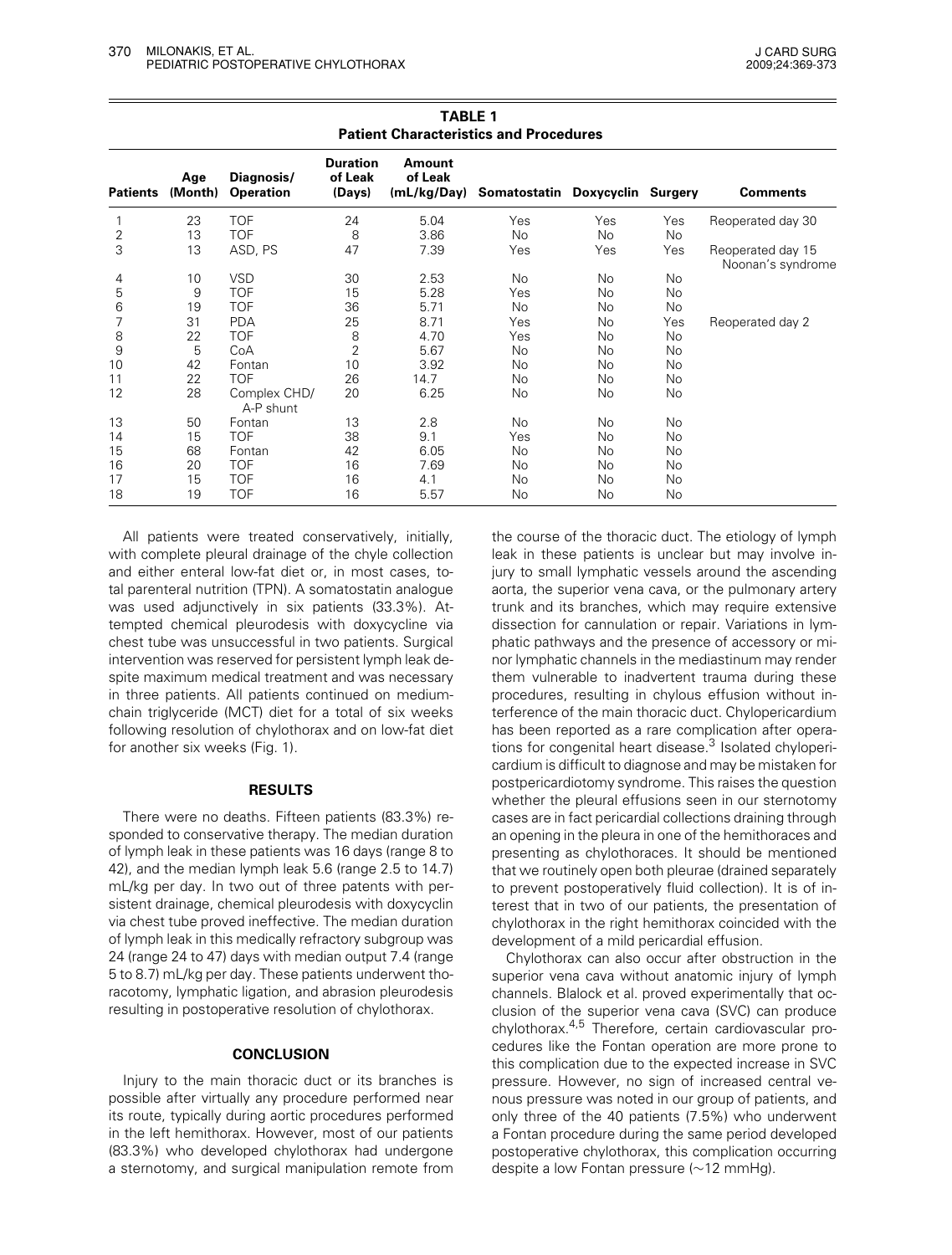**TABLE 1**
**Patient Characteristics and Procedures**

| Patients | Age (Month) | Diagnosis/ Operation | Duration of Leak (Days) | Amount of Leak (mL/kg/Day) | Somatostatin | Doxycyclin | Surgery | Comments |
|---|---|---|---|---|---|---|---|---|
| 1 | 23 | TOF | 24 | 5.04 | Yes | Yes | Yes | Reoperated day 30 |
| 2 | 13 | TOF | 8 | 3.86 | No | No | No | |
| 3 | 13 | ASD, PS | 47 | 7.39 | Yes | Yes | Yes | Reoperated day 15 Noonan's syndrome |
| 4 | 10 | VSD | 30 | 2.53 | No | No | No | |
| 5 | 9 | TOF | 15 | 5.28 | Yes | No | No | |
| 6 | 19 | TOF | 36 | 5.71 | No | No | No | |
| 7 | 31 | PDA | 25 | 8.71 | Yes | No | Yes | Reoperated day 2 |
| 8 | 22 | TOF | 8 | 4.70 | Yes | No | No | |
| 9 | 5 | CoA | 2 | 5.67 | No | No | No | |
| 10 | 42 | Fontan | 10 | 3.92 | No | No | No | |
| 11 | 22 | TOF | 26 | 14.7 | No | No | No | |
| 12 | 28 | Complex CHD/ A-P shunt | 20 | 6.25 | No | No | No | |
| 13 | 50 | Fontan | 13 | 2.8 | No | No | No | |
| 14 | 15 | TOF | 38 | 9.1 | Yes | No | No | |
| 15 | 68 | Fontan | 42 | 6.05 | No | No | No | |
| 16 | 20 | TOF | 16 | 7.69 | No | No | No | |
| 17 | 15 | TOF | 16 | 4.1 | No | No | No | |
| 18 | 19 | TOF | 16 | 5.57 | No | No | No | |

All patients were treated conservatively, initially, with complete pleural drainage of the chyle collection and either enteral low-fat diet or, in most cases, total parenteral nutrition (TPN). A somatostatin analogue was used adjunctively in six patients (33.3%). Attempted chemical pleurodesis with doxycycline via chest tube was unsuccessful in two patients. Surgical intervention was reserved for persistent lymph leak despite maximum medical treatment and was necessary in three patients. All patients continued on medium-chain triglyceride (MCT) diet for a total of six weeks following resolution of chylothorax and on low-fat diet for another six weeks (Fig. 1).

## RESULTS

There were no deaths. Fifteen patients (83.3%) responded to conservative therapy. The median duration of lymph leak in these patients was 16 days (range 8 to 42), and the median lymph leak 5.6 (range 2.5 to 14.7) mL/kg per day. In two out of three patents with persistent drainage, chemical pleurodesis with doxycyclin via chest tube proved ineffective. The median duration of lymph leak in this medically refractory subgroup was 24 (range 24 to 47) days with median output 7.4 (range 5 to 8.7) mL/kg per day. These patients underwent thoracotomy, lymphatic ligation, and abrasion pleurodesis resulting in postoperative resolution of chylothorax.

## CONCLUSION

Injury to the main thoracic duct or its branches is possible after virtually any procedure performed near its route, typically during aortic procedures performed in the left hemithorax. However, most of our patients (83.3%) who developed chylothorax had undergone a sternotomy, and surgical manipulation remote from the course of the thoracic duct. The etiology of lymph leak in these patients is unclear but may involve injury to small lymphatic vessels around the ascending aorta, the superior vena cava, or the pulmonary artery trunk and its branches, which may require extensive dissection for cannulation or repair. Variations in lymphatic pathways and the presence of accessory or minor lymphatic channels in the mediastinum may render them vulnerable to inadvertent trauma during these procedures, resulting in chylous effusion without interference of the main thoracic duct. Chylopericardium has been reported as a rare complication after operations for congenital heart disease.[3] Isolated chylopericardium is difficult to diagnose and may be mistaken for postpericardiotomy syndrome. This raises the question whether the pleural effusions seen in our sternotomy cases are in fact pericardial collections draining through an opening in the pleura in one of the hemithoraces and presenting as chylothoraces. It should be mentioned that we routinely open both pleurae (drained separately to prevent postoperatively fluid collection). It is of interest that in two of our patients, the presentation of chylothorax in the right hemithorax coincided with the development of a mild pericardial effusion.

Chylothorax can also occur after obstruction in the superior vena cava without anatomic injury of lymph channels. Blalock et al. proved experimentally that occlusion of the superior vena cava (SVC) can produce chylothorax.[4,5] Therefore, certain cardiovascular procedures like the Fontan operation are more prone to this complication due to the expected increase in SVC pressure. However, no sign of increased central venous pressure was noted in our group of patients, and only three of the 40 patients (7.5%) who underwent a Fontan procedure during the same period developed postoperative chylothorax, this complication occurring despite a low Fontan pressure (~12 mmHg).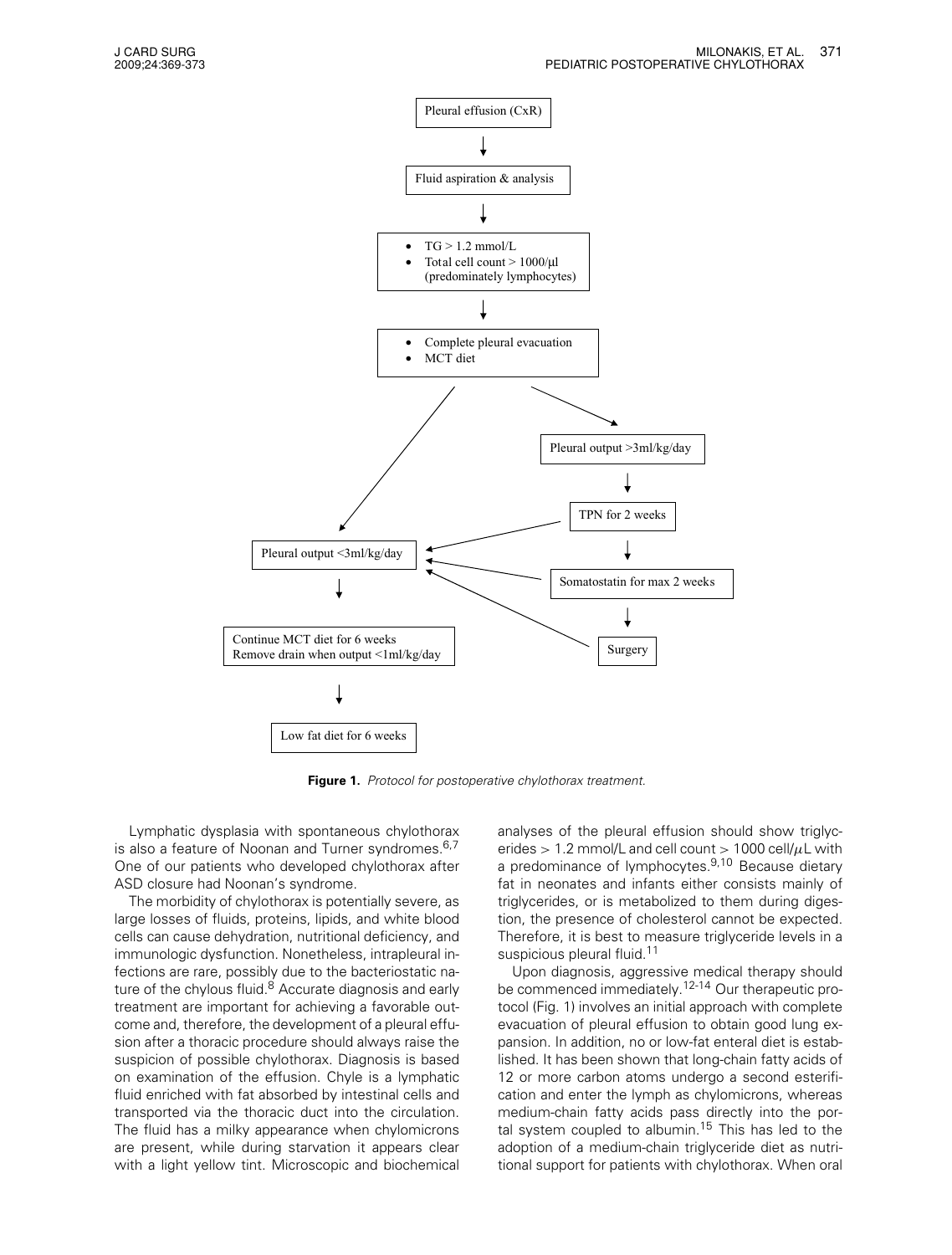Pleural effusion (CxR)

↓

Fluid aspiration & analysis

↓

- TG > 1.2 mmol/L
- Total cell count > 1000/μl (predominately lymphocytes)

↓

- Complete pleural evacuation
- MCT diet

→ Pleural output <3ml/kg/day

→ Pleural output >3ml/kg/day → TPN for 2 weeks → Somatostatin for max 2 weeks → Surgery (each step → Pleural output <3ml/kg/day)

Pleural output <3ml/kg/day

↓

Continue MCT diet for 6 weeks
Remove drain when output <1ml/kg/day

↓

Low fat diet for 6 weeks

**Figure 1.** *Protocol for postoperative chylothorax treatment.*

Lymphatic dysplasia with spontaneous chylothorax is also a feature of Noonan and Turner syndromes.[6,7] One of our patients who developed chylothorax after ASD closure had Noonan's syndrome.

The morbidity of chylothorax is potentially severe, as large losses of fluids, proteins, lipids, and white blood cells can cause dehydration, nutritional deficiency, and immunologic dysfunction. Nonetheless, intrapleural infections are rare, possibly due to the bacteriostatic nature of the chylous fluid.[8] Accurate diagnosis and early treatment are important for achieving a favorable outcome and, therefore, the development of a pleural effusion after a thoracic procedure should always raise the suspicion of possible chylothorax. Diagnosis is based on examination of the effusion. Chyle is a lymphatic fluid enriched with fat absorbed by intestinal cells and transported via the thoracic duct into the circulation. The fluid has a milky appearance when chylomicrons are present, while during starvation it appears clear with a light yellow tint. Microscopic and biochemical analyses of the pleural effusion should show triglycerides > 1.2 mmol/L and cell count > 1000 cell/$\mu$L with a predominance of lymphocytes.[9,10] Because dietary fat in neonates and infants either consists mainly of triglycerides, or is metabolized to them during digestion, the presence of cholesterol cannot be expected. Therefore, it is best to measure triglyceride levels in a suspicious pleural fluid.[11]

Upon diagnosis, aggressive medical therapy should be commenced immediately.[12-14] Our therapeutic protocol (Fig. 1) involves an initial approach with complete evacuation of pleural effusion to obtain good lung expansion. In addition, no or low-fat enteral diet is established. It has been shown that long-chain fatty acids of 12 or more carbon atoms undergo a second esterification and enter the lymph as chylomicrons, whereas medium-chain fatty acids pass directly into the portal system coupled to albumin.[15] This has led to the adoption of a medium-chain triglyceride diet as nutritional support for patients with chylothorax. When oral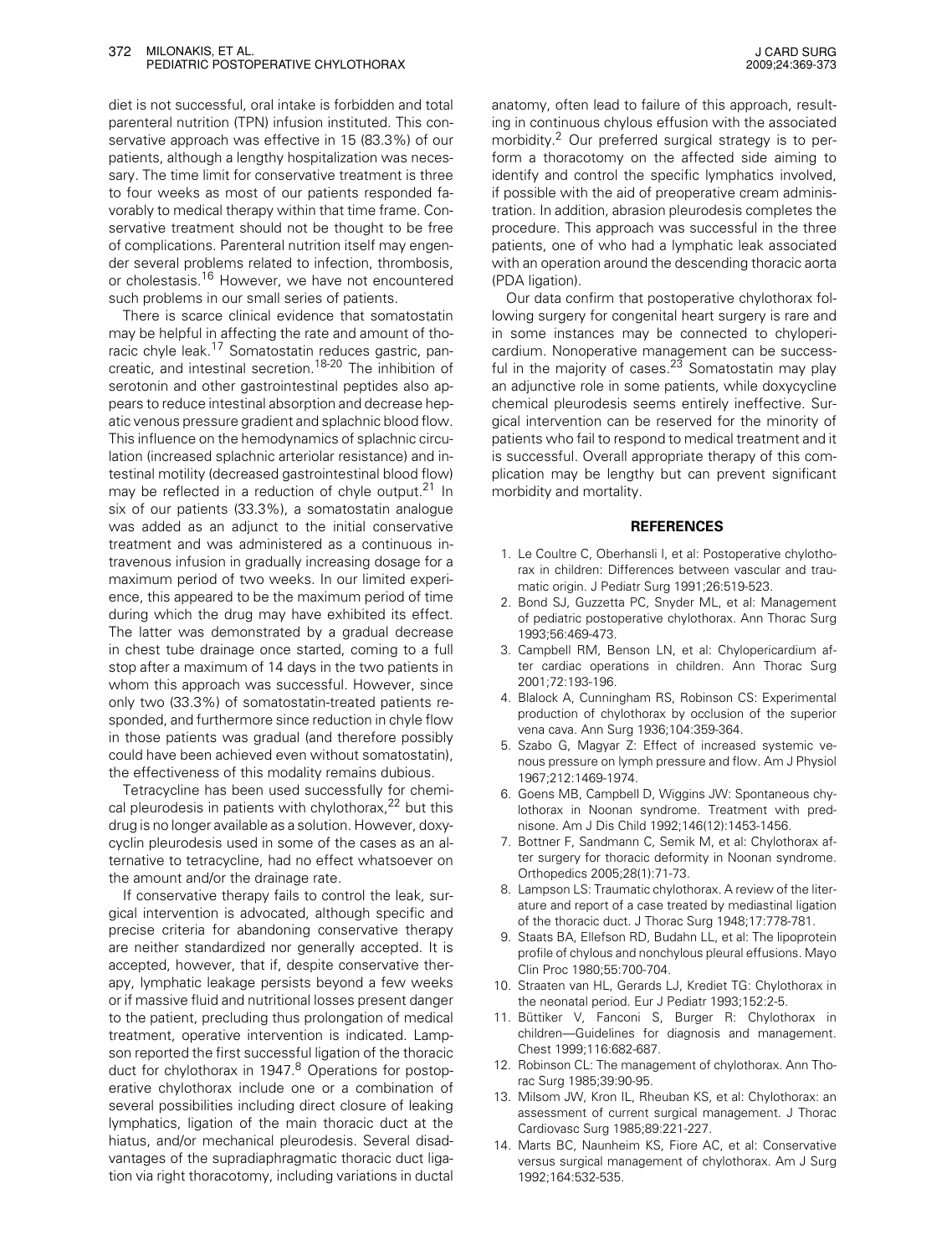diet is not successful, oral intake is forbidden and total parenteral nutrition (TPN) infusion instituted. This conservative approach was effective in 15 (83.3%) of our patients, although a lengthy hospitalization was necessary. The time limit for conservative treatment is three to four weeks as most of our patients responded favorably to medical therapy within that time frame. Conservative treatment should not be thought to be free of complications. Parenteral nutrition itself may engender several problems related to infection, thrombosis, or cholestasis.[16] However, we have not encountered such problems in our small series of patients.

There is scarce clinical evidence that somatostatin may be helpful in affecting the rate and amount of thoracic chyle leak.[17] Somatostatin reduces gastric, pancreatic, and intestinal secretion.[18-20] The inhibition of serotonin and other gastrointestinal peptides also appears to reduce intestinal absorption and decrease hepatic venous pressure gradient and splachnic blood flow. This influence on the hemodynamics of splachnic circulation (increased splachnic arteriolar resistance) and intestinal motility (decreased gastrointestinal blood flow) may be reflected in a reduction of chyle output.[21] In six of our patients (33.3%), a somatostatin analogue was added as an adjunct to the initial conservative treatment and was administered as a continuous intravenous infusion in gradually increasing dosage for a maximum period of two weeks. In our limited experience, this appeared to be the maximum period of time during which the drug may have exhibited its effect. The latter was demonstrated by a gradual decrease in chest tube drainage once started, coming to a full stop after a maximum of 14 days in the two patients in whom this approach was successful. However, since only two (33.3%) of somatostatin-treated patients responded, and furthermore since reduction in chyle flow in those patients was gradual (and therefore possibly could have been achieved even without somatostatin), the effectiveness of this modality remains dubious.

Tetracycline has been used successfully for chemical pleurodesis in patients with chylothorax,[22] but this drug is no longer available as a solution. However, doxycyclin pleurodesis used in some of the cases as an alternative to tetracycline, had no effect whatsoever on the amount and/or the drainage rate.

If conservative therapy fails to control the leak, surgical intervention is advocated, although specific and precise criteria for abandoning conservative therapy are neither standardized nor generally accepted. It is accepted, however, that if, despite conservative therapy, lymphatic leakage persists beyond a few weeks or if massive fluid and nutritional losses present danger to the patient, precluding thus prolongation of medical treatment, operative intervention is indicated. Lampson reported the first successful ligation of the thoracic duct for chylothorax in 1947.[8] Operations for postoperative chylothorax include one or a combination of several possibilities including direct closure of leaking lymphatics, ligation of the main thoracic duct at the hiatus, and/or mechanical pleurodesis. Several disadvantages of the supradiaphragmatic thoracic duct ligation via right thoracotomy, including variations in ductal anatomy, often lead to failure of this approach, resulting in continuous chylous effusion with the associated morbidity.[2] Our preferred surgical strategy is to perform a thoracotomy on the affected side aiming to identify and control the specific lymphatics involved, if possible with the aid of preoperative cream administration. In addition, abrasion pleurodesis completes the procedure. This approach was successful in the three patients, one of who had a lymphatic leak associated with an operation around the descending thoracic aorta (PDA ligation).

Our data confirm that postoperative chylothorax following surgery for congenital heart surgery is rare and in some instances may be connected to chylopericardium. Nonoperative management can be successful in the majority of cases.[23] Somatostatin may play an adjunctive role in some patients, while doxycycline chemical pleurodesis seems entirely ineffective. Surgical intervention can be reserved for the minority of patients who fail to respond to medical treatment and it is successful. Overall appropriate therapy of this complication may be lengthy but can prevent significant morbidity and mortality.

## REFERENCES

1. Le Coultre C, Oberhansli I, et al: Postoperative chylothorax in children: Differences between vascular and traumatic origin. J Pediatr Surg 1991;26:519-523.
2. Bond SJ, Guzzetta PC, Snyder ML, et al: Management of pediatric postoperative chylothorax. Ann Thorac Surg 1993;56:469-473.
3. Campbell RM, Benson LN, et al: Chylopericardium after cardiac operations in children. Ann Thorac Surg 2001;72:193-196.
4. Blalock A, Cunningham RS, Robinson CS: Experimental production of chylothorax by occlusion of the superior vena cava. Ann Surg 1936;104:359-364.
5. Szabo G, Magyar Z: Effect of increased systemic venous pressure on lymph pressure and flow. Am J Physiol 1967;212:1469-1974.
6. Goens MB, Campbell D, Wiggins JW: Spontaneous chylothorax in Noonan syndrome. Treatment with prednisone. Am J Dis Child 1992;146(12):1453-1456.
7. Bottner F, Sandmann C, Semik M, et al: Chylothorax after surgery for thoracic deformity in Noonan syndrome. Orthopedics 2005;28(1):71-73.
8. Lampson LS: Traumatic chylothorax. A review of the literature and report of a case treated by mediastinal ligation of the thoracic duct. J Thorac Surg 1948;17:778-781.
9. Staats BA, Ellefson RD, Budahn LL, et al: The lipoprotein profile of chylous and nonchylous pleural effusions. Mayo Clin Proc 1980;55:700-704.
10. Straaten van HL, Gerards LJ, Krediet TG: Chylothorax in the neonatal period. Eur J Pediatr 1993;152:2-5.
11. Büttiker V, Fanconi S, Burger R: Chylothorax in children—Guidelines for diagnosis and management. Chest 1999;116:682-687.
12. Robinson CL: The management of chylothorax. Ann Thorac Surg 1985;39:90-95.
13. Milsom JW, Kron IL, Rheuban KS, et al: Chylothorax: an assessment of current surgical management. J Thorac Cardiovasc Surg 1985;89:221-227.
14. Marts BC, Naunheim KS, Fiore AC, et al: Conservative versus surgical management of chylothorax. Am J Surg 1992;164:532-535.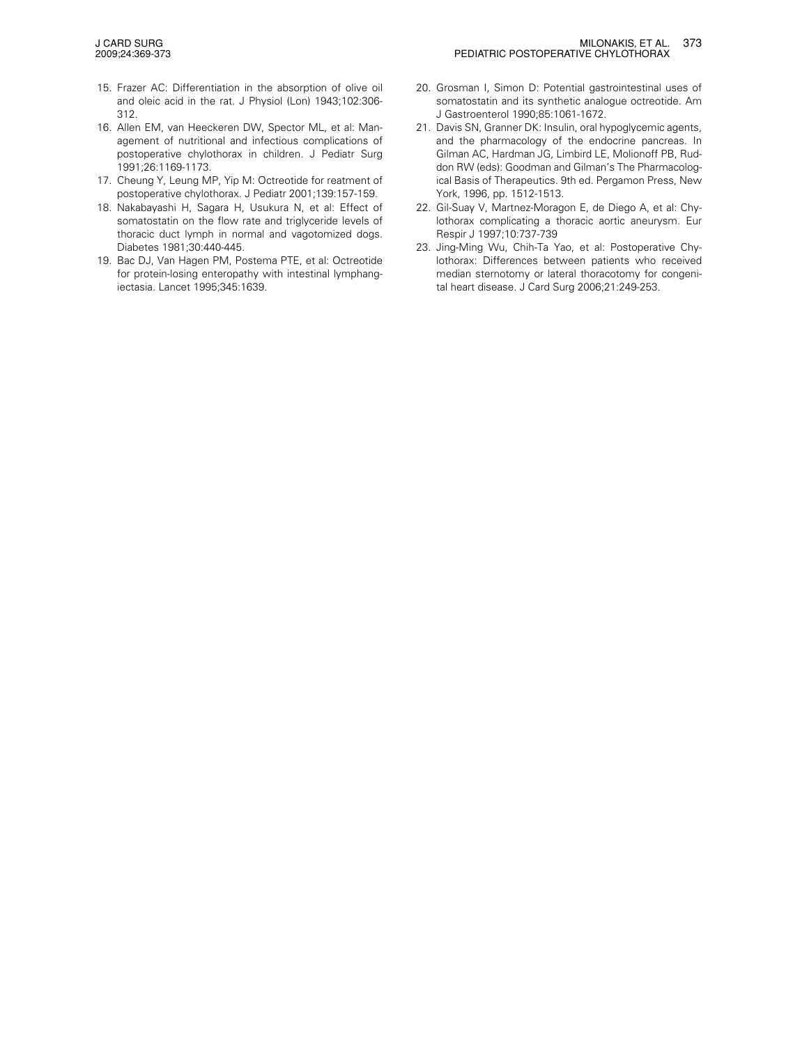15. Frazer AC: Differentiation in the absorption of olive oil and oleic acid in the rat. J Physiol (Lon) 1943;102:306-312.
16. Allen EM, van Heeckeren DW, Spector ML, et al: Management of nutritional and infectious complications of postoperative chylothorax in children. J Pediatr Surg 1991;26:1169-1173.
17. Cheung Y, Leung MP, Yip M: Octreotide for reatment of postoperative chylothorax. J Pediatr 2001;139:157-159.
18. Nakabayashi H, Sagara H, Usukura N, et al: Effect of somatostatin on the flow rate and triglyceride levels of thoracic duct lymph in normal and vagotomized dogs. Diabetes 1981;30:440-445.
19. Bac DJ, Van Hagen PM, Postema PTE, et al: Octreotide for protein-losing enteropathy with intestinal lymphangiectasia. Lancet 1995;345:1639.
20. Grosman I, Simon D: Potential gastrointestinal uses of somatostatin and its synthetic analogue octreotide. Am J Gastroenterol 1990;85:1061-1672.
21. Davis SN, Granner DK: Insulin, oral hypoglycemic agents, and the pharmacology of the endocrine pancreas. In Gilman AC, Hardman JG, Limbird LE, Molionoff PB, Ruddon RW (eds): Goodman and Gilman's The Pharmacological Basis of Therapeutics. 9th ed. Pergamon Press, New York, 1996, pp. 1512-1513.
22. Gil-Suay V, Martnez-Moragon E, de Diego A, et al: Chylothorax complicating a thoracic aortic aneurysm. Eur Respir J 1997;10:737-739
23. Jing-Ming Wu, Chih-Ta Yao, et al: Postoperative Chylothorax: Differences between patients who received median sternotomy or lateral thoracotomy for congenital heart disease. J Card Surg 2006;21:249-253.